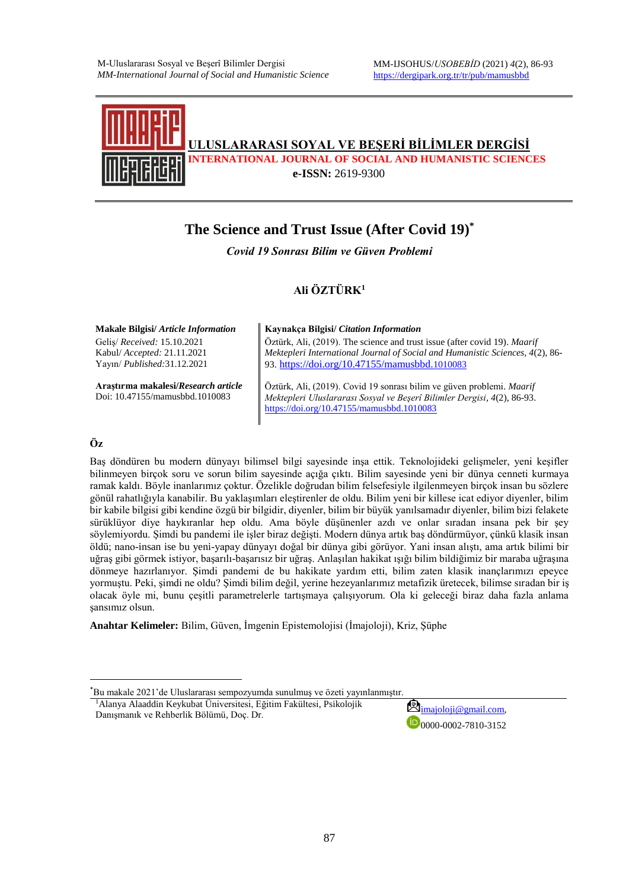# ULUSLARARASI SOYAL VE BEŞERİ BİLİMLER DERGİSİ

**INTERNATIONAL JOURNAL OF SOCIAL AND HUMANISTIC SCIENCES**

**e-ISSN:** 2619-9300

# The Science and Trust Issue (After Covid 19)*

***Covid 19 Sonrası Bilim ve Güven Problemi***

**Ali ÖZTÜRK[1]**

**Makale Bilgisi/ *Article Information***

Geliş/ *Received:* 15.10.2021
Kabul/ *Accepted:* 21.11.2021
Yayın/ *Published:*31.12.2021

**Araştırma makalesi/*Research article***
Doi: 10.47155/mamusbbd.1010083

**Kaynakça Bilgisi/ *Citation Information***

Öztürk, Ali, (2019). The science and trust issue (after covid 19). *Maarif Mektepleri International Journal of Social and Humanistic Sciences*, *4*(2), 86-93. https://doi.org/10.47155/mamusbbd.1010083

Öztürk, Ali, (2019). Covid 19 sonrası bilim ve güven problemi. *Maarif Mektepleri Uluslararası Sosyal ve Beşerî Bilimler Dergisi*, *4*(2), 86-93. https://doi.org/10.47155/mamusbbd.1010083

## Öz

Baş döndüren bu modern dünyayı bilimsel bilgi sayesinde inşa ettik. Teknolojideki gelişmeler, yeni keşifler bilinmeyen birçok soru ve sorun bilim sayesinde açığa çıktı. Bilim sayesinde yeni bir dünya cenneti kurmaya ramak kaldı. Böyle inanlarımız çoktur. Özelikle doğrudan bilim felsefesiyle ilgilenmeyen birçok insan bu sözlere gönül rahatlığıyla kanabilir. Bu yaklaşımları eleştirenler de oldu. Bilim yeni bir kilese icat ediyor diyenler, bilim bir kabile bilgisi gibi kendine özgü bir bilgidir, diyenler, bilim bir büyük yanılsamadır diyenler, bilim bizi felakete sürüklüyor diye haykıranlar hep oldu. Ama böyle düşünenler azdı ve onlar sıradan insana pek bir şey söylemiyordu. Şimdi bu pandemi ile işler biraz değişti. Modern dünya artık baş döndürmüyor, çünkü klasik insan öldü; nano-insan ise bu yeni-yapay dünyayı doğal bir dünya gibi görüyor. Yani insan alıştı, ama artık bilimi bir uğraş gibi görmek istiyor, başarılı-başarısız bir uğraş. Anlaşılan hakikat ışığı bilim bildiğimiz bir maraba uğraşına dönmeye hazırlanıyor. Şimdi pandemi de bu hakikate yardım etti, bilim zaten klasik inançlarımızı epeyce yormuştu. Peki, şimdi ne oldu? Şimdi bilim değil, yerine hezeyanlarımız metafizik üretecek, bilimse sıradan bir iş olacak öyle mi, bunu çeşitli parametrelerle tartışmaya çalışıyorum. Ola ki geleceği biraz daha fazla anlama şansımız olsun.

**Anahtar Kelimeler:** Bilim, Güven, İmgenin Epistemolojisi (İmajoloji), Kriz, Şüphe

---

*Bu makale 2021'de Uluslararası sempozyumda sunulmuş ve özeti yayınlanmıştır.

[1]Alanya Alaaddin Keykubat Üniversitesi, Eğitim Fakültesi, Psikolojik Danışmanık ve Rehberlik Bölümü, Doç. Dr. imajoloji@gmail.com, 0000-0002-7810-3152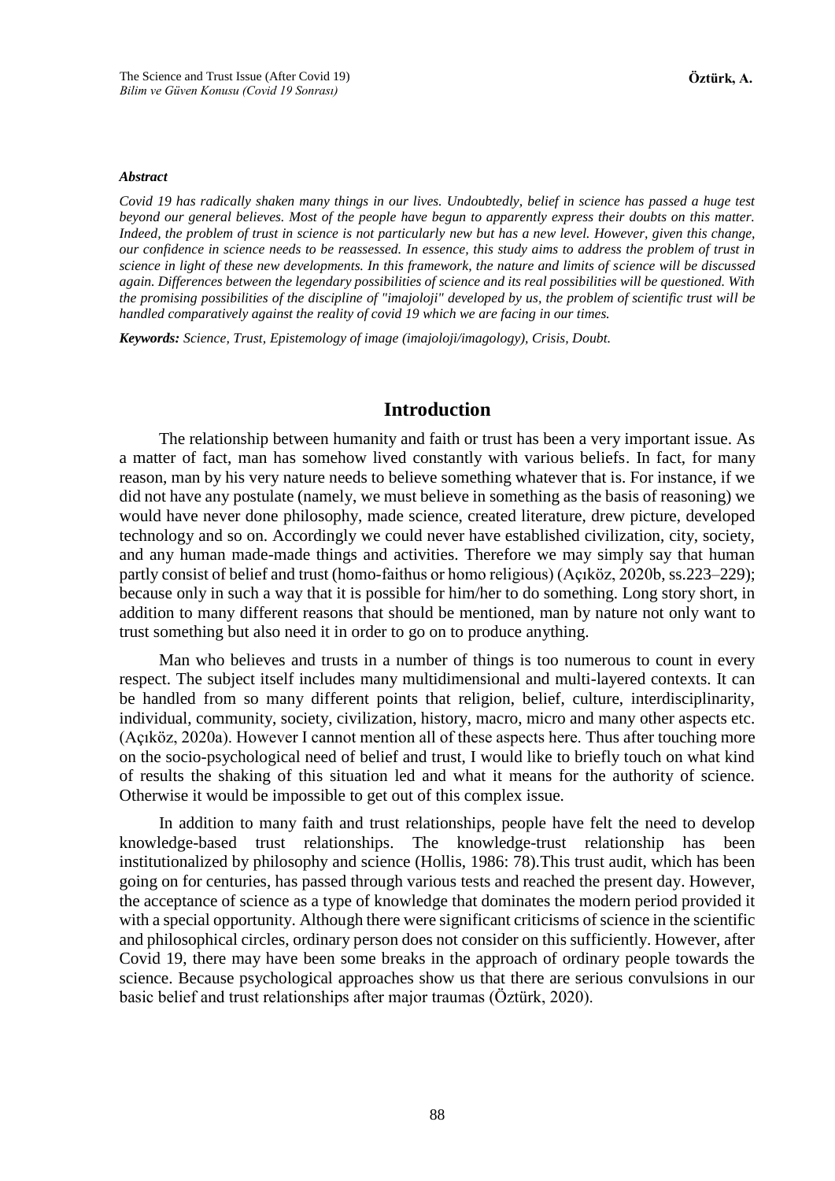***Abstract***

*Covid 19 has radically shaken many things in our lives. Undoubtedly, belief in science has passed a huge test beyond our general believes. Most of the people have begun to apparently express their doubts on this matter. Indeed, the problem of trust in science is not particularly new but has a new level. However, given this change, our confidence in science needs to be reassessed. In essence, this study aims to address the problem of trust in science in light of these new developments. In this framework, the nature and limits of science will be discussed again. Differences between the legendary possibilities of science and its real possibilities will be questioned. With the promising possibilities of the discipline of "imajoloji" developed by us, the problem of scientific trust will be handled comparatively against the reality of covid 19 which we are facing in our times.*

***Keywords:*** *Science, Trust, Epistemology of image (imajoloji/imagology), Crisis, Doubt.*

## Introduction

The relationship between humanity and faith or trust has been a very important issue. As a matter of fact, man has somehow lived constantly with various beliefs. In fact, for many reason, man by his very nature needs to believe something whatever that is. For instance, if we did not have any postulate (namely, we must believe in something as the basis of reasoning) we would have never done philosophy, made science, created literature, drew picture, developed technology and so on. Accordingly we could never have established civilization, city, society, and any human made-made things and activities. Therefore we may simply say that human partly consist of belief and trust (homo-faithus or homo religious) (Açıköz, 2020b, ss.223–229); because only in such a way that it is possible for him/her to do something. Long story short, in addition to many different reasons that should be mentioned, man by nature not only want to trust something but also need it in order to go on to produce anything.

Man who believes and trusts in a number of things is too numerous to count in every respect. The subject itself includes many multidimensional and multi-layered contexts. It can be handled from so many different points that religion, belief, culture, interdisciplinarity, individual, community, society, civilization, history, macro, micro and many other aspects etc. (Açıköz, 2020a). However I cannot mention all of these aspects here. Thus after touching more on the socio-psychological need of belief and trust, I would like to briefly touch on what kind of results the shaking of this situation led and what it means for the authority of science. Otherwise it would be impossible to get out of this complex issue.

In addition to many faith and trust relationships, people have felt the need to develop knowledge-based trust relationships. The knowledge-trust relationship has been institutionalized by philosophy and science (Hollis, 1986: 78).This trust audit, which has been going on for centuries, has passed through various tests and reached the present day. However, the acceptance of science as a type of knowledge that dominates the modern period provided it with a special opportunity. Although there were significant criticisms of science in the scientific and philosophical circles, ordinary person does not consider on this sufficiently. However, after Covid 19, there may have been some breaks in the approach of ordinary people towards the science. Because psychological approaches show us that there are serious convulsions in our basic belief and trust relationships after major traumas (Öztürk, 2020).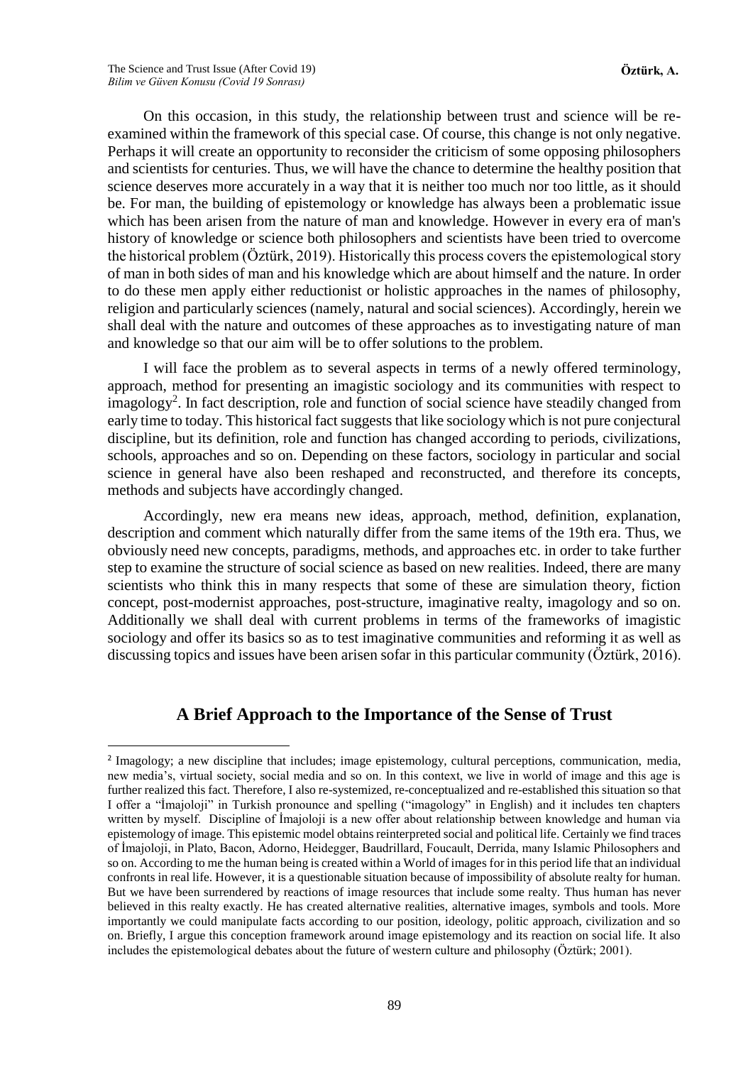On this occasion, in this study, the relationship between trust and science will be re-examined within the framework of this special case. Of course, this change is not only negative. Perhaps it will create an opportunity to reconsider the criticism of some opposing philosophers and scientists for centuries. Thus, we will have the chance to determine the healthy position that science deserves more accurately in a way that it is neither too much nor too little, as it should be. For man, the building of epistemology or knowledge has always been a problematic issue which has been arisen from the nature of man and knowledge. However in every era of man's history of knowledge or science both philosophers and scientists have been tried to overcome the historical problem (Öztürk, 2019). Historically this process covers the epistemological story of man in both sides of man and his knowledge which are about himself and the nature. In order to do these men apply either reductionist or holistic approaches in the names of philosophy, religion and particularly sciences (namely, natural and social sciences). Accordingly, herein we shall deal with the nature and outcomes of these approaches as to investigating nature of man and knowledge so that our aim will be to offer solutions to the problem.

I will face the problem as to several aspects in terms of a newly offered terminology, approach, method for presenting an imagistic sociology and its communities with respect to imagology[2]. In fact description, role and function of social science have steadily changed from early time to today. This historical fact suggests that like sociology which is not pure conjectural discipline, but its definition, role and function has changed according to periods, civilizations, schools, approaches and so on. Depending on these factors, sociology in particular and social science in general have also been reshaped and reconstructed, and therefore its concepts, methods and subjects have accordingly changed.

Accordingly, new era means new ideas, approach, method, definition, explanation, description and comment which naturally differ from the same items of the 19th era. Thus, we obviously need new concepts, paradigms, methods, and approaches etc. in order to take further step to examine the structure of social science as based on new realities. Indeed, there are many scientists who think this in many respects that some of these are simulation theory, fiction concept, post-modernist approaches, post-structure, imaginative realty, imagology and so on. Additionally we shall deal with current problems in terms of the frameworks of imagistic sociology and offer its basics so as to test imaginative communities and reforming it as well as discussing topics and issues have been arisen sofar in this particular community (Öztürk, 2016).

## A Brief Approach to the Importance of the Sense of Trust

[2] Imagology; a new discipline that includes; image epistemology, cultural perceptions, communication, media, new media's, virtual society, social media and so on. In this context, we live in world of image and this age is further realized this fact. Therefore, I also re-systemized, re-conceptualized and re-established this situation so that I offer a "İmajoloji" in Turkish pronounce and spelling ("imagology" in English) and it includes ten chapters written by myself. Discipline of İmajoloji is a new offer about relationship between knowledge and human via epistemology of image. This epistemic model obtains reinterpreted social and political life. Certainly we find traces of İmajoloji, in Plato, Bacon, Adorno, Heidegger, Baudrillard, Foucault, Derrida, many Islamic Philosophers and so on. According to me the human being is created within a World of images for in this period life that an individual confronts in real life. However, it is a questionable situation because of impossibility of absolute realty for human. But we have been surrendered by reactions of image resources that include some realty. Thus human has never believed in this realty exactly. He has created alternative realities, alternative images, symbols and tools. More importantly we could manipulate facts according to our position, ideology, politic approach, civilization and so on. Briefly, I argue this conception framework around image epistemology and its reaction on social life. It also includes the epistemological debates about the future of western culture and philosophy (Öztürk; 2001).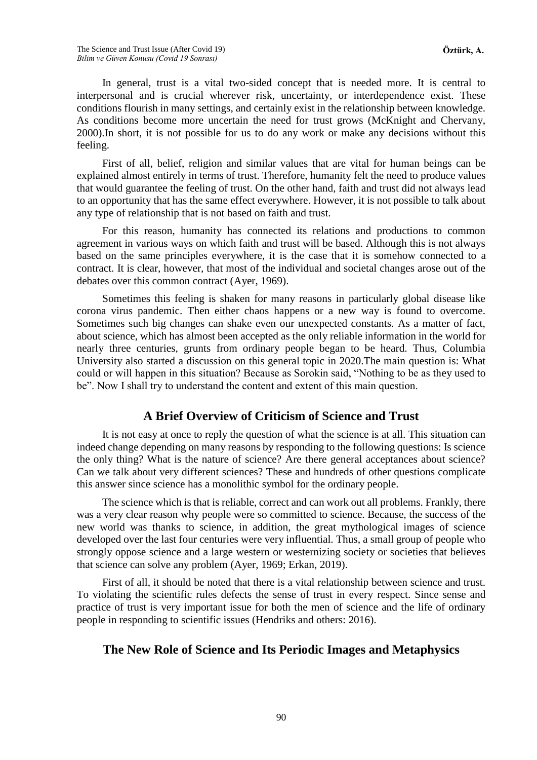In general, trust is a vital two-sided concept that is needed more. It is central to interpersonal and is crucial wherever risk, uncertainty, or interdependence exist. These conditions flourish in many settings, and certainly exist in the relationship between knowledge. As conditions become more uncertain the need for trust grows (McKnight and Chervany, 2000).In short, it is not possible for us to do any work or make any decisions without this feeling.

First of all, belief, religion and similar values that are vital for human beings can be explained almost entirely in terms of trust. Therefore, humanity felt the need to produce values that would guarantee the feeling of trust. On the other hand, faith and trust did not always lead to an opportunity that has the same effect everywhere. However, it is not possible to talk about any type of relationship that is not based on faith and trust.

For this reason, humanity has connected its relations and productions to common agreement in various ways on which faith and trust will be based. Although this is not always based on the same principles everywhere, it is the case that it is somehow connected to a contract. It is clear, however, that most of the individual and societal changes arose out of the debates over this common contract (Ayer, 1969).

Sometimes this feeling is shaken for many reasons in particularly global disease like corona virus pandemic. Then either chaos happens or a new way is found to overcome. Sometimes such big changes can shake even our unexpected constants. As a matter of fact, about science, which has almost been accepted as the only reliable information in the world for nearly three centuries, grunts from ordinary people began to be heard. Thus, Columbia University also started a discussion on this general topic in 2020.The main question is: What could or will happen in this situation? Because as Sorokin said, "Nothing to be as they used to be". Now I shall try to understand the content and extent of this main question.

## A Brief Overview of Criticism of Science and Trust

It is not easy at once to reply the question of what the science is at all. This situation can indeed change depending on many reasons by responding to the following questions: Is science the only thing? What is the nature of science? Are there general acceptances about science? Can we talk about very different sciences? These and hundreds of other questions complicate this answer since science has a monolithic symbol for the ordinary people.

The science which is that is reliable, correct and can work out all problems. Frankly, there was a very clear reason why people were so committed to science. Because, the success of the new world was thanks to science, in addition, the great mythological images of science developed over the last four centuries were very influential. Thus, a small group of people who strongly oppose science and a large western or westernizing society or societies that believes that science can solve any problem (Ayer, 1969; Erkan, 2019).

First of all, it should be noted that there is a vital relationship between science and trust. To violating the scientific rules defects the sense of trust in every respect. Since sense and practice of trust is very important issue for both the men of science and the life of ordinary people in responding to scientific issues (Hendriks and others: 2016).

## The New Role of Science and Its Periodic Images and Metaphysics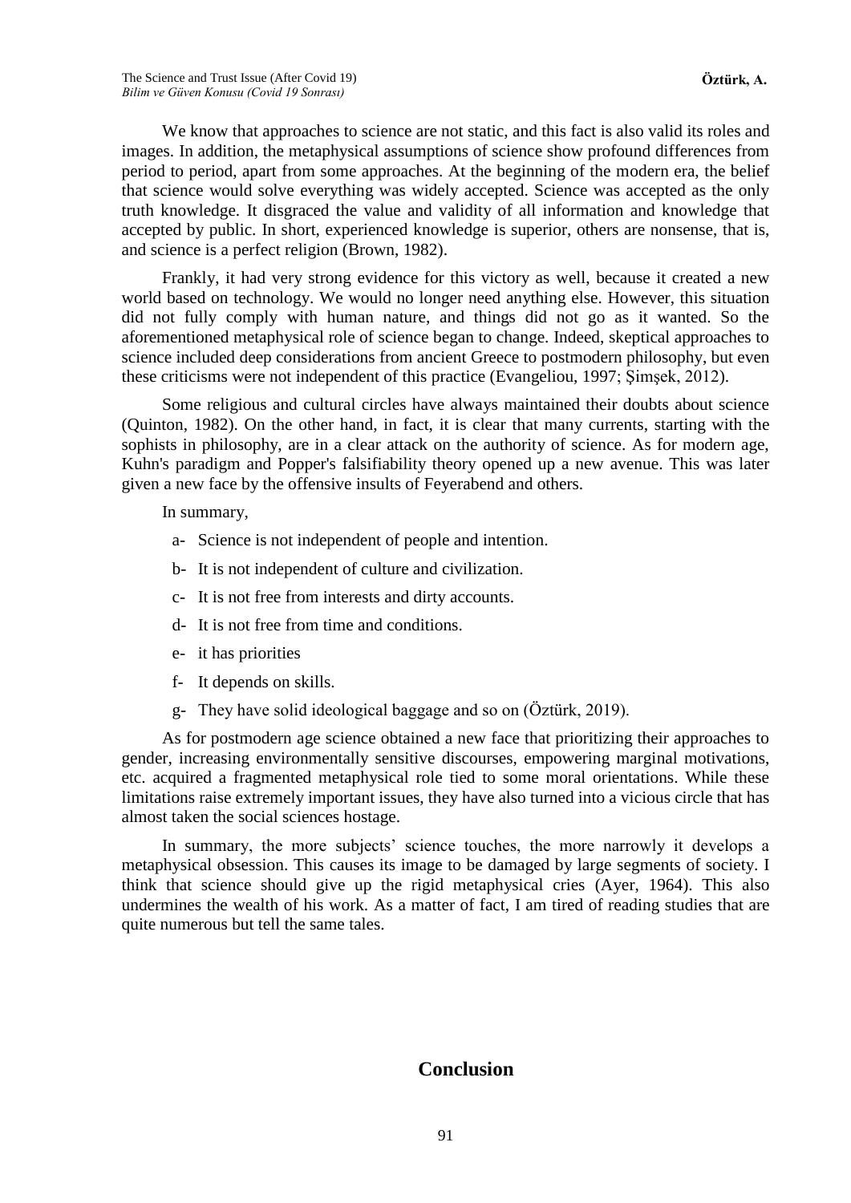We know that approaches to science are not static, and this fact is also valid its roles and images. In addition, the metaphysical assumptions of science show profound differences from period to period, apart from some approaches. At the beginning of the modern era, the belief that science would solve everything was widely accepted. Science was accepted as the only truth knowledge. It disgraced the value and validity of all information and knowledge that accepted by public. In short, experienced knowledge is superior, others are nonsense, that is, and science is a perfect religion (Brown, 1982).

Frankly, it had very strong evidence for this victory as well, because it created a new world based on technology. We would no longer need anything else. However, this situation did not fully comply with human nature, and things did not go as it wanted. So the aforementioned metaphysical role of science began to change. Indeed, skeptical approaches to science included deep considerations from ancient Greece to postmodern philosophy, but even these criticisms were not independent of this practice (Evangeliou, 1997; Şimşek, 2012).

Some religious and cultural circles have always maintained their doubts about science (Quinton, 1982). On the other hand, in fact, it is clear that many currents, starting with the sophists in philosophy, are in a clear attack on the authority of science. As for modern age, Kuhn's paradigm and Popper's falsifiability theory opened up a new avenue. This was later given a new face by the offensive insults of Feyerabend and others.

In summary,

a- Science is not independent of people and intention.

b- It is not independent of culture and civilization.

c- It is not free from interests and dirty accounts.

d- It is not free from time and conditions.

e- it has priorities

f- It depends on skills.

g- They have solid ideological baggage and so on (Öztürk, 2019).

As for postmodern age science obtained a new face that prioritizing their approaches to gender, increasing environmentally sensitive discourses, empowering marginal motivations, etc. acquired a fragmented metaphysical role tied to some moral orientations. While these limitations raise extremely important issues, they have also turned into a vicious circle that has almost taken the social sciences hostage.

In summary, the more subjects' science touches, the more narrowly it develops a metaphysical obsession. This causes its image to be damaged by large segments of society. I think that science should give up the rigid metaphysical cries (Ayer, 1964). This also undermines the wealth of his work. As a matter of fact, I am tired of reading studies that are quite numerous but tell the same tales.

## Conclusion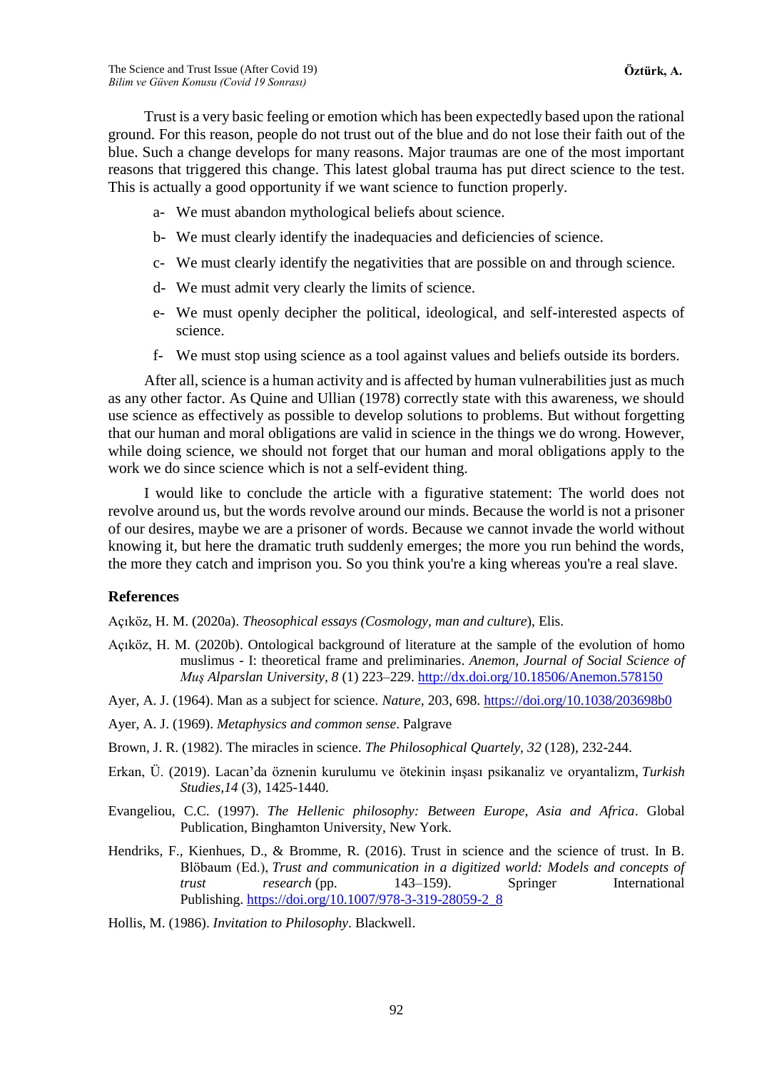Trust is a very basic feeling or emotion which has been expectedly based upon the rational ground. For this reason, people do not trust out of the blue and do not lose their faith out of the blue. Such a change develops for many reasons. Major traumas are one of the most important reasons that triggered this change. This latest global trauma has put direct science to the test. This is actually a good opportunity if we want science to function properly.

- a- We must abandon mythological beliefs about science.
- b- We must clearly identify the inadequacies and deficiencies of science.
- c- We must clearly identify the negativities that are possible on and through science.
- d- We must admit very clearly the limits of science.
- e- We must openly decipher the political, ideological, and self-interested aspects of science.
- f- We must stop using science as a tool against values and beliefs outside its borders.

After all, science is a human activity and is affected by human vulnerabilities just as much as any other factor. As Quine and Ullian (1978) correctly state with this awareness, we should use science as effectively as possible to develop solutions to problems. But without forgetting that our human and moral obligations are valid in science in the things we do wrong. However, while doing science, we should not forget that our human and moral obligations apply to the work we do since science which is not a self-evident thing.

I would like to conclude the article with a figurative statement: The world does not revolve around us, but the words revolve around our minds. Because the world is not a prisoner of our desires, maybe we are a prisoner of words. Because we cannot invade the world without knowing it, but here the dramatic truth suddenly emerges; the more you run behind the words, the more they catch and imprison you. So you think you're a king whereas you're a real slave.

## References

Açıköz, H. M. (2020a). *Theosophical essays (Cosmology, man and culture*), Elis.

Açıköz, H. M. (2020b). Ontological background of literature at the sample of the evolution of homo muslimus - I: theoretical frame and preliminaries. *Anemon, Journal of Social Science of Muş Alparslan University, 8* (1) 223–229. http://dx.doi.org/10.18506/Anemon.578150

Ayer, A. J. (1964). Man as a subject for science. *Nature,* 203, 698. https://doi.org/10.1038/203698b0

Ayer, A. J. (1969). *Metaphysics and common sense*. Palgrave

Brown, J. R. (1982). The miracles in science. *The Philosophical Quartely, 32* (128), 232-244.

Erkan, Ü. (2019). Lacan'da öznenin kurulumu ve ötekinin inşası psikanaliz ve oryantalizm, *Turkish Studies,14* (3), 1425-1440.

Evangeliou, C.C. (1997). *The Hellenic philosophy: Between Europe, Asia and Africa*. Global Publication, Binghamton University, New York.

Hendriks, F., Kienhues, D., & Bromme, R. (2016). Trust in science and the science of trust. In B. Blöbaum (Ed.), *Trust and communication in a digitized world: Models and concepts of trust research* (pp. 143–159). Springer International Publishing. https://doi.org/10.1007/978-3-319-28059-2_8

Hollis, M. (1986). *Invitation to Philosophy*. Blackwell.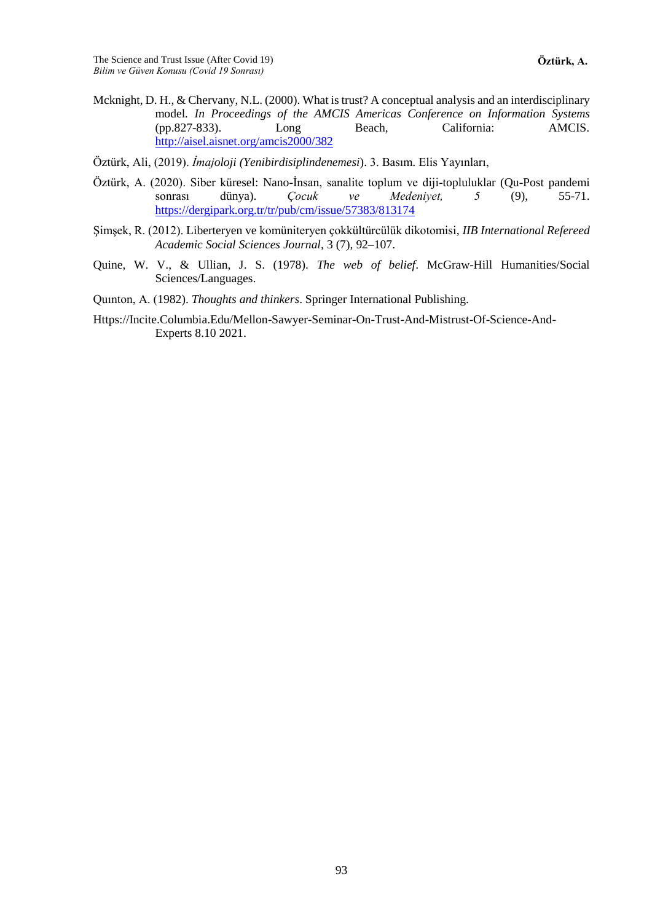Mcknight, D. H., & Chervany, N.L. (2000). What is trust? A conceptual analysis and an interdisciplinary model. *In Proceedings of the AMCIS Americas Conference on Information Systems* (pp.827-833). Long Beach, California: AMCIS. http://aisel.aisnet.org/amcis2000/382

Öztürk, Ali, (2019). *İmajoloji (Yenibirdisiplindenemesi*). 3. Basım. Elis Yayınları,

Öztürk, A. (2020). Siber küresel: Nano-İnsan, sanalite toplum ve diji-topluluklar (Qu-Post pandemi sonrası dünya). *Çocuk ve Medeniyet, 5* (9), 55-71. https://dergipark.org.tr/tr/pub/cm/issue/57383/813174

Şimşek, R. (2012). Liberteryen ve komüniteryen çokkültürcülük dikotomisi, *IIB International Refereed Academic Social Sciences Journal*, 3 (7), 92–107.

Quine, W. V., & Ullian, J. S. (1978). *The web of belief*. McGraw-Hill Humanities/Social Sciences/Languages.

Quınton, A. (1982). *Thoughts and thinkers*. Springer International Publishing.

Https://Incite.Columbia.Edu/Mellon-Sawyer-Seminar-On-Trust-And-Mistrust-Of-Science-And-Experts 8.10 2021.